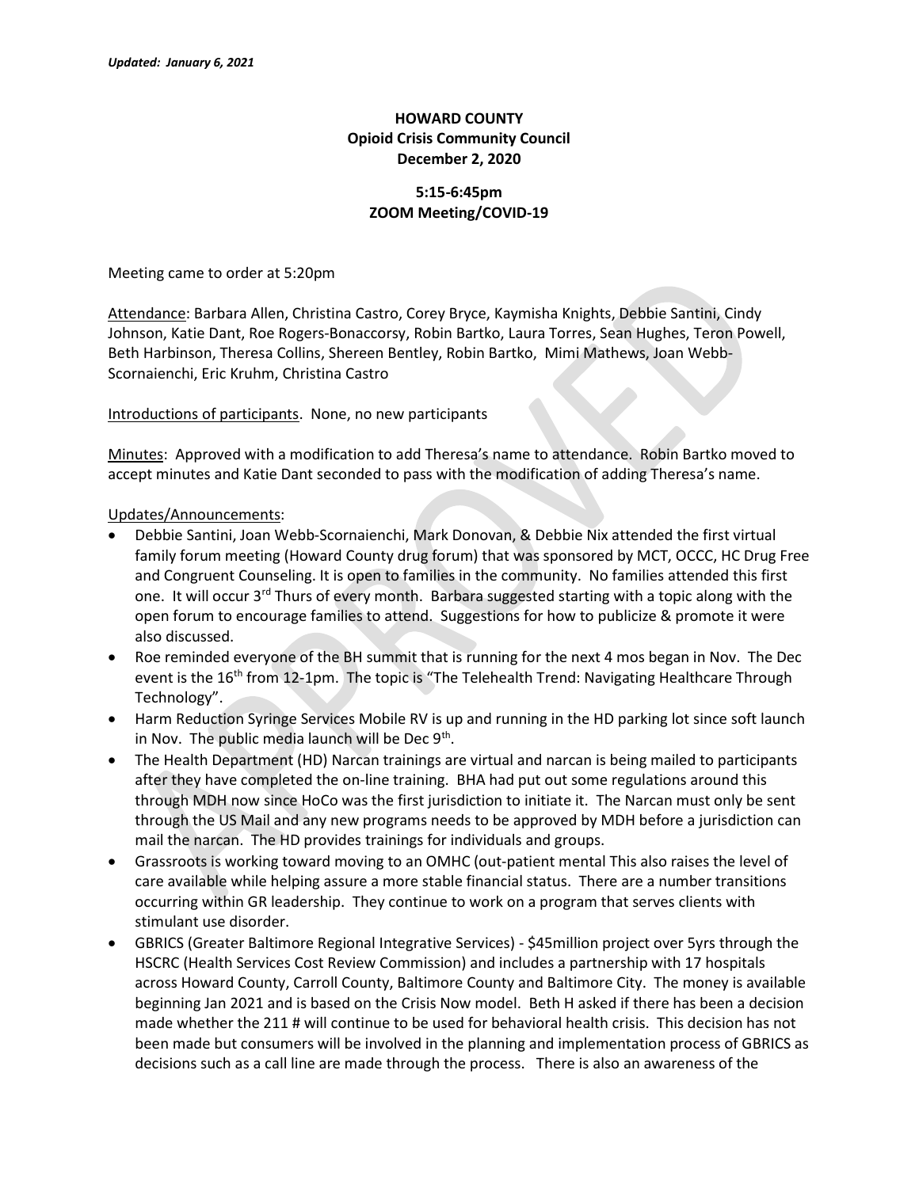*Updated: January 6, 2021*

**HOWARD COUNTY**
**Opioid Crisis Community Council**
**December 2, 2020**

**5:15-6:45pm**
**ZOOM Meeting/COVID-19**

Meeting came to order at 5:20pm

Attendance: Barbara Allen, Christina Castro, Corey Bryce, Kaymisha Knights, Debbie Santini, Cindy Johnson, Katie Dant, Roe Rogers-Bonaccorsy, Robin Bartko, Laura Torres, Sean Hughes, Teron Powell, Beth Harbinson, Theresa Collins, Shereen Bentley, Robin Bartko, Mimi Mathews, Joan Webb-Scornaienchi, Eric Kruhm, Christina Castro

Introductions of participants. None, no new participants

Minutes: Approved with a modification to add Theresa's name to attendance. Robin Bartko moved to accept minutes and Katie Dant seconded to pass with the modification of adding Theresa's name.

Updates/Announcements:

- Debbie Santini, Joan Webb-Scornaienchi, Mark Donovan, & Debbie Nix attended the first virtual family forum meeting (Howard County drug forum) that was sponsored by MCT, OCCC, HC Drug Free and Congruent Counseling. It is open to families in the community. No families attended this first one. It will occur 3rd Thurs of every month. Barbara suggested starting with a topic along with the open forum to encourage families to attend. Suggestions for how to publicize & promote it were also discussed.
- Roe reminded everyone of the BH summit that is running for the next 4 mos began in Nov. The Dec event is the 16th from 12-1pm. The topic is "The Telehealth Trend: Navigating Healthcare Through Technology".
- Harm Reduction Syringe Services Mobile RV is up and running in the HD parking lot since soft launch in Nov. The public media launch will be Dec 9th.
- The Health Department (HD) Narcan trainings are virtual and narcan is being mailed to participants after they have completed the on-line training. BHA had put out some regulations around this through MDH now since HoCo was the first jurisdiction to initiate it. The Narcan must only be sent through the US Mail and any new programs needs to be approved by MDH before a jurisdiction can mail the narcan. The HD provides trainings for individuals and groups.
- Grassroots is working toward moving to an OMHC (out-patient mental This also raises the level of care available while helping assure a more stable financial status. There are a number transitions occurring within GR leadership. They continue to work on a program that serves clients with stimulant use disorder.
- GBRICS (Greater Baltimore Regional Integrative Services) - $45million project over 5yrs through the HSCRC (Health Services Cost Review Commission) and includes a partnership with 17 hospitals across Howard County, Carroll County, Baltimore County and Baltimore City. The money is available beginning Jan 2021 and is based on the Crisis Now model. Beth H asked if there has been a decision made whether the 211 # will continue to be used for behavioral health crisis. This decision has not been made but consumers will be involved in the planning and implementation process of GBRICS as decisions such as a call line are made through the process. There is also an awareness of the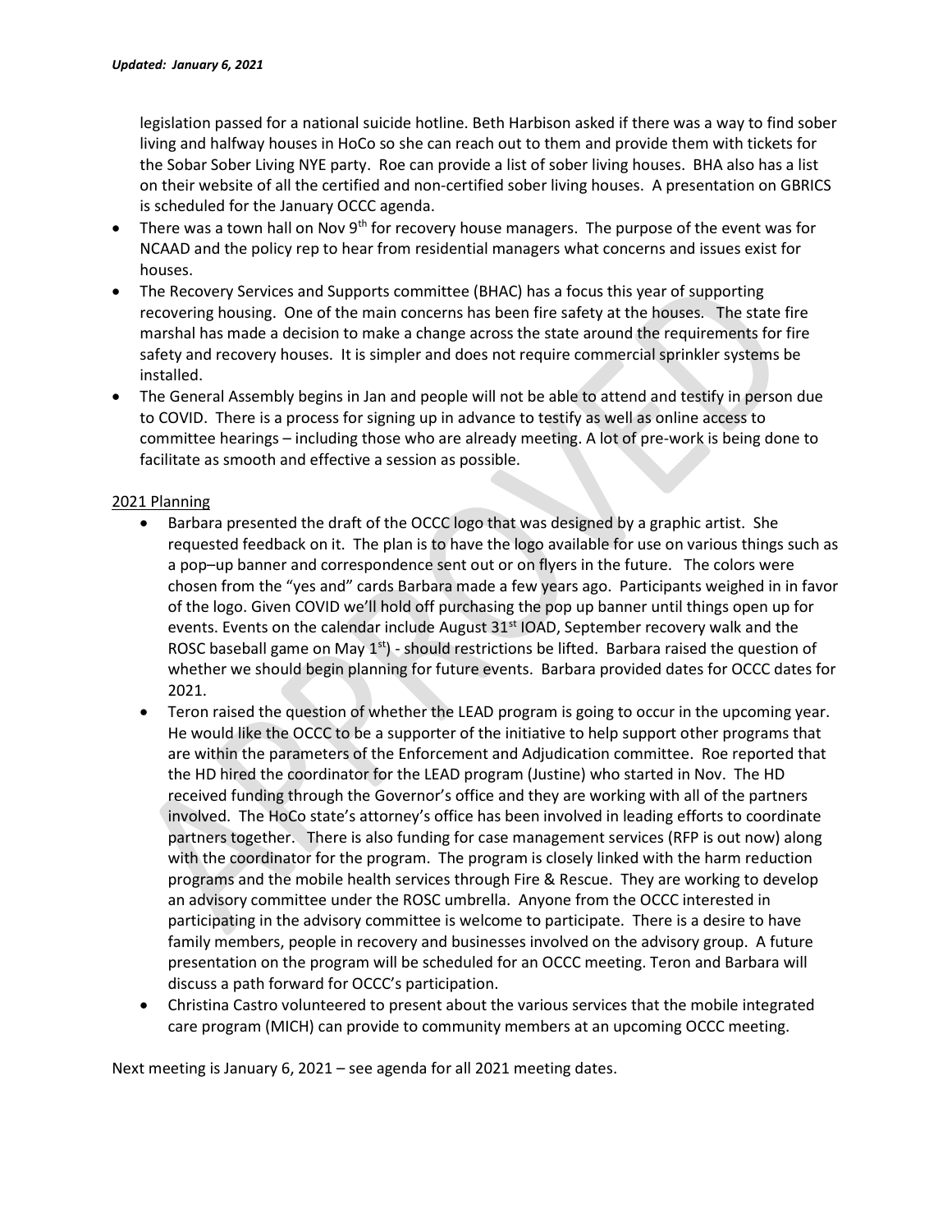*Updated: January 6, 2021*

legislation passed for a national suicide hotline. Beth Harbison asked if there was a way to find sober living and halfway houses in HoCo so she can reach out to them and provide them with tickets for the Sobar Sober Living NYE party. Roe can provide a list of sober living houses. BHA also has a list on their website of all the certified and non-certified sober living houses. A presentation on GBRICS is scheduled for the January OCCC agenda.

- There was a town hall on Nov 9th for recovery house managers. The purpose of the event was for NCAAD and the policy rep to hear from residential managers what concerns and issues exist for houses.
- The Recovery Services and Supports committee (BHAC) has a focus this year of supporting recovering housing. One of the main concerns has been fire safety at the houses. The state fire marshal has made a decision to make a change across the state around the requirements for fire safety and recovery houses. It is simpler and does not require commercial sprinkler systems be installed.
- The General Assembly begins in Jan and people will not be able to attend and testify in person due to COVID. There is a process for signing up in advance to testify as well as online access to committee hearings – including those who are already meeting. A lot of pre-work is being done to facilitate as smooth and effective a session as possible.

2021 Planning

- Barbara presented the draft of the OCCC logo that was designed by a graphic artist. She requested feedback on it. The plan is to have the logo available for use on various things such as a pop–up banner and correspondence sent out or on flyers in the future. The colors were chosen from the "yes and" cards Barbara made a few years ago. Participants weighed in in favor of the logo. Given COVID we'll hold off purchasing the pop up banner until things open up for events. Events on the calendar include August 31st IOAD, September recovery walk and the ROSC baseball game on May 1st) - should restrictions be lifted. Barbara raised the question of whether we should begin planning for future events. Barbara provided dates for OCCC dates for 2021.
- Teron raised the question of whether the LEAD program is going to occur in the upcoming year. He would like the OCCC to be a supporter of the initiative to help support other programs that are within the parameters of the Enforcement and Adjudication committee. Roe reported that the HD hired the coordinator for the LEAD program (Justine) who started in Nov. The HD received funding through the Governor's office and they are working with all of the partners involved. The HoCo state's attorney's office has been involved in leading efforts to coordinate partners together. There is also funding for case management services (RFP is out now) along with the coordinator for the program. The program is closely linked with the harm reduction programs and the mobile health services through Fire & Rescue. They are working to develop an advisory committee under the ROSC umbrella. Anyone from the OCCC interested in participating in the advisory committee is welcome to participate. There is a desire to have family members, people in recovery and businesses involved on the advisory group. A future presentation on the program will be scheduled for an OCCC meeting. Teron and Barbara will discuss a path forward for OCCC's participation.
- Christina Castro volunteered to present about the various services that the mobile integrated care program (MICH) can provide to community members at an upcoming OCCC meeting.

Next meeting is January 6, 2021 – see agenda for all 2021 meeting dates.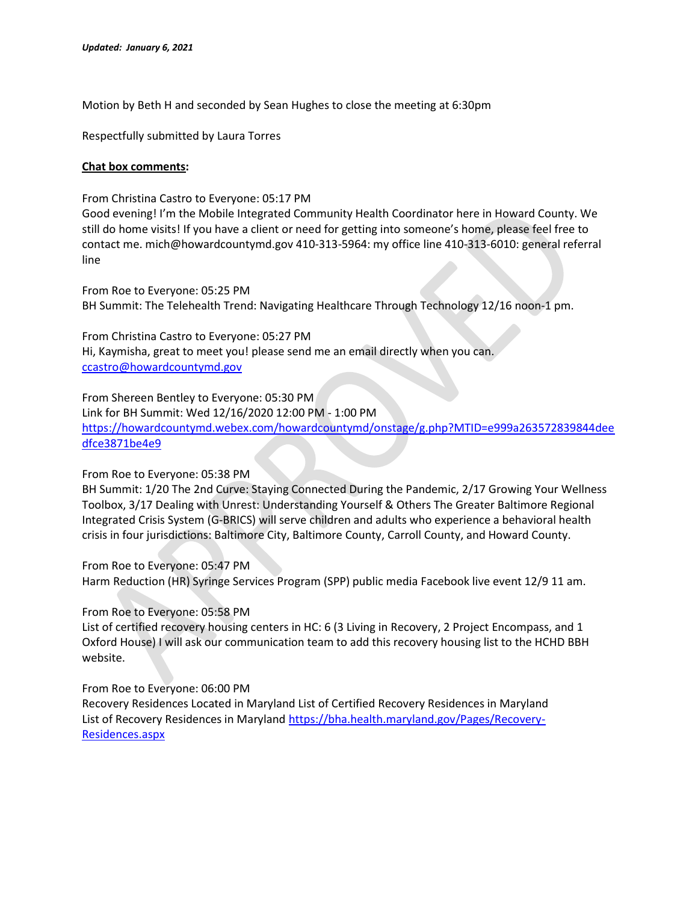*Updated: January 6, 2021*

Motion by Beth H and seconded by Sean Hughes to close the meeting at 6:30pm

Respectfully submitted by Laura Torres

**Chat box comments:**

From Christina Castro to Everyone: 05:17 PM
Good evening! I'm the Mobile Integrated Community Health Coordinator here in Howard County. We still do home visits! If you have a client or need for getting into someone's home, please feel free to contact me. mich@howardcountymd.gov 410-313-5964: my office line 410-313-6010: general referral line

From Roe to Everyone: 05:25 PM
BH Summit: The Telehealth Trend: Navigating Healthcare Through Technology 12/16 noon-1 pm.

From Christina Castro to Everyone: 05:27 PM
Hi, Kaymisha, great to meet you! please send me an email directly when you can. [ccastro@howardcountymd.gov](mailto:ccastro@howardcountymd.gov)

From Shereen Bentley to Everyone: 05:30 PM
Link for BH Summit: Wed 12/16/2020 12:00 PM - 1:00 PM
[https://howardcountymd.webex.com/howardcountymd/onstage/g.php?MTID=e999a263572839844deedfce3871be4e9](https://howardcountymd.webex.com/howardcountymd/onstage/g.php?MTID=e999a263572839844deedfce3871be4e9)

From Roe to Everyone: 05:38 PM
BH Summit: 1/20 The 2nd Curve: Staying Connected During the Pandemic, 2/17 Growing Your Wellness Toolbox, 3/17 Dealing with Unrest: Understanding Yourself & Others The Greater Baltimore Regional Integrated Crisis System (G-BRICS) will serve children and adults who experience a behavioral health crisis in four jurisdictions: Baltimore City, Baltimore County, Carroll County, and Howard County.

From Roe to Everyone: 05:47 PM
Harm Reduction (HR) Syringe Services Program (SPP) public media Facebook live event 12/9 11 am.

From Roe to Everyone: 05:58 PM
List of certified recovery housing centers in HC: 6 (3 Living in Recovery, 2 Project Encompass, and 1 Oxford House) I will ask our communication team to add this recovery housing list to the HCHD BBH website.

From Roe to Everyone: 06:00 PM
Recovery Residences Located in Maryland List of Certified Recovery Residences in Maryland
List of Recovery Residences in Maryland [https://bha.health.maryland.gov/Pages/Recovery-Residences.aspx](https://bha.health.maryland.gov/Pages/Recovery-Residences.aspx)